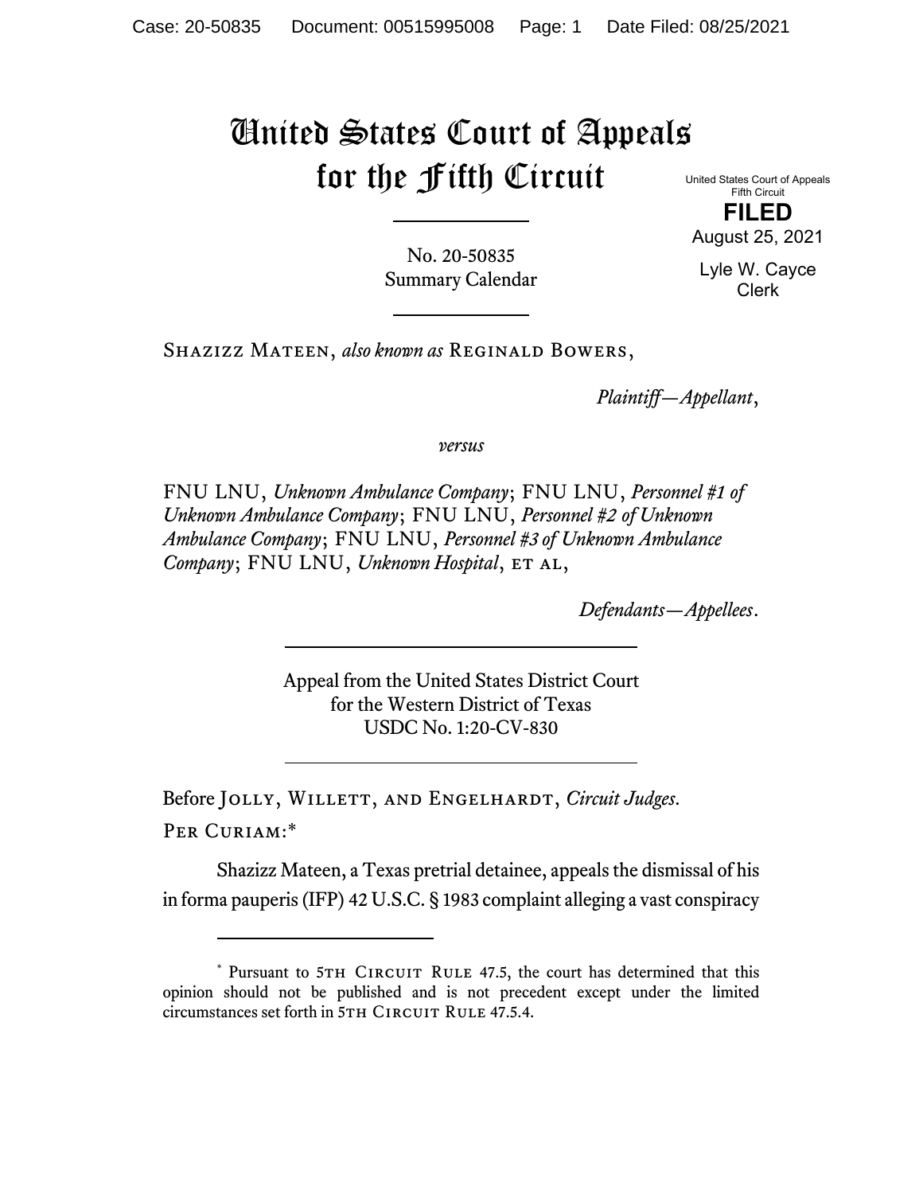# United States Court of Appeals for the Fifth Circuit

United States Court of Appeals
Fifth Circuit

**FILED**

August 25, 2021

Lyle W. Cayce
Clerk

No. 20-50835
Summary Calendar

SHAZIZZ MATEEN, *also known as* REGINALD BOWERS,

*Plaintiff—Appellant*,

*versus*

FNU LNU, *Unknown Ambulance Company*; FNU LNU, *Personnel #1 of Unknown Ambulance Company*; FNU LNU, *Personnel #2 of Unknown Ambulance Company*; FNU LNU, *Personnel #3 of Unknown Ambulance Company*; FNU LNU, *Unknown Hospital*, ET AL,

*Defendants—Appellees*.

Appeal from the United States District Court
for the Western District of Texas
USDC No. 1:20-CV-830

Before JOLLY, WILLETT, and ENGELHARDT, *Circuit Judges*.

PER CURIAM:*

Shazizz Mateen, a Texas pretrial detainee, appeals the dismissal of his in forma pauperis (IFP) 42 U.S.C. § 1983 complaint alleging a vast conspiracy

---

\* Pursuant to 5TH CIRCUIT RULE 47.5, the court has determined that this opinion should not be published and is not precedent except under the limited circumstances set forth in 5TH CIRCUIT RULE 47.5.4.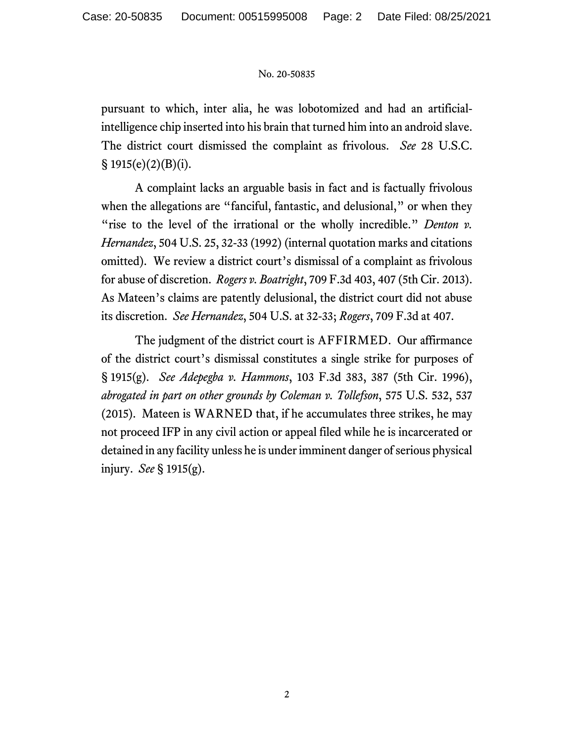pursuant to which, inter alia, he was lobotomized and had an artificial-intelligence chip inserted into his brain that turned him into an android slave. The district court dismissed the complaint as frivolous. *See* 28 U.S.C. § 1915(e)(2)(B)(i).

A complaint lacks an arguable basis in fact and is factually frivolous when the allegations are "fanciful, fantastic, and delusional," or when they "rise to the level of the irrational or the wholly incredible." *Denton v. Hernandez*, 504 U.S. 25, 32-33 (1992) (internal quotation marks and citations omitted). We review a district court's dismissal of a complaint as frivolous for abuse of discretion. *Rogers v. Boatright*, 709 F.3d 403, 407 (5th Cir. 2013). As Mateen's claims are patently delusional, the district court did not abuse its discretion. *See Hernandez*, 504 U.S. at 32-33; *Rogers*, 709 F.3d at 407.

The judgment of the district court is AFFIRMED. Our affirmance of the district court's dismissal constitutes a single strike for purposes of § 1915(g). *See Adepegba v. Hammons*, 103 F.3d 383, 387 (5th Cir. 1996), *abrogated in part on other grounds by Coleman v. Tollefson*, 575 U.S. 532, 537 (2015). Mateen is WARNED that, if he accumulates three strikes, he may not proceed IFP in any civil action or appeal filed while he is incarcerated or detained in any facility unless he is under imminent danger of serious physical injury. *See* § 1915(g).